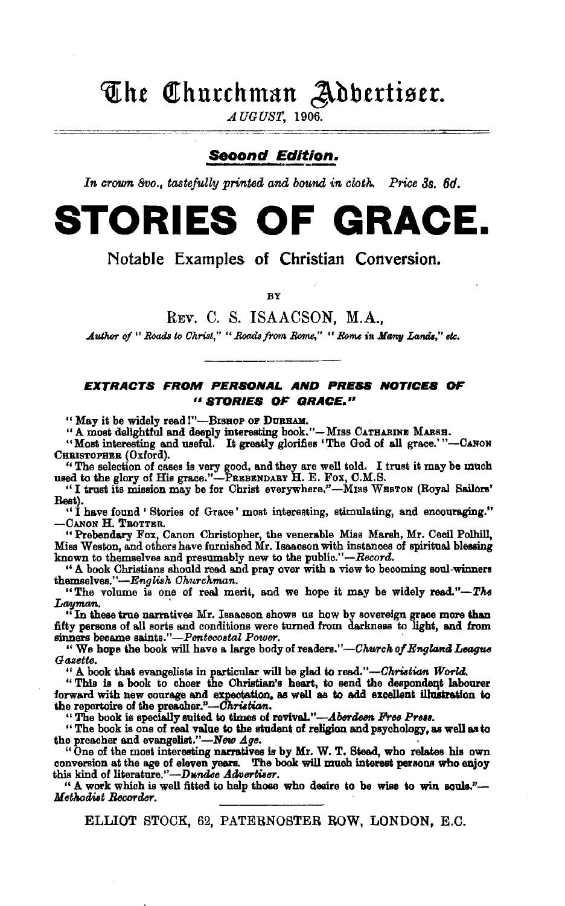# The Churchman Advertiser.

*AUGUST, 1906.*

***Second Edition.***

*In crown 8vo., tastefully printed and bound in cloth. Price 3s. 6d.*

# STORIES OF GRACE.

## Notable Examples of Christian Conversion.

BY

REV. C. S. ISAACSON, M.A.,

*Author of "Roads to Christ," "Roads from Rome," "Rome in Many Lands," etc.*

---

### *EXTRACTS FROM PERSONAL AND PRESS NOTICES OF "STORIES OF GRACE."*

"May it be widely read!"—BISHOP OF DURHAM.

"A most delightful and deeply interesting book."—MISS CATHARINE MARSH.

"Most interesting and useful. It greatly glorifies 'The God of all grace.'"—CANON CHRISTOPHER (Oxford).

"The selection of cases is very good, and they are well told. I trust it may be much used to the glory of His grace."—PREBENDARY H. E. FOX, C.M.S.

"I trust its mission may be for Christ everywhere."—MISS WESTON (Royal Sailors' Rest).

"I have found 'Stories of Grace' most interesting, stimulating, and encouraging."—CANON H. TROTTER.

"Prebendary Fox, Canon Christopher, the venerable Miss Marsh, Mr. Cecil Polhill, Miss Weston, and others have furnished Mr. Isaacson with instances of spiritual blessing known to themselves and presumably new to the public."—*Record.*

"A book Christians should read and pray over with a view to becoming soul-winners themselves."—*English Churchman.*

"The volume is one of real merit, and we hope it may be widely read."—*The Layman.*

"In these true narratives Mr. Isaacson shows us how by sovereign grace more than fifty persons of all sorts and conditions were turned from darkness to light, and from sinners became saints."—*Pentecostal Power.*

"We hope the book will have a large body of readers."—*Church of England League Gazette.*

"A book that evangelists in particular will be glad to read."—*Christian World.*

"This is a book to cheer the Christian's heart, to send the despondent labourer forward with new courage and expectation, as well as to add excellent illustration to the repertoire of the preacher."—*Christian.*

"The book is specially suited to times of revival."—*Aberdeen Free Press.*

"The book is one of real value to the student of religion and psychology, as well as to the preacher and evangelist."—*New Age.*

"One of the most interesting narratives is by Mr. W. T. Stead, who relates his own conversion at the age of eleven years. The book will much interest persons who enjoy this kind of literature."—*Dundee Advertiser.*

"A work which is well fitted to help those who desire to be wise to win souls."—*Methodist Recorder.*

---

ELLIOT STOCK, 62, PATERNOSTER ROW, LONDON, E.C.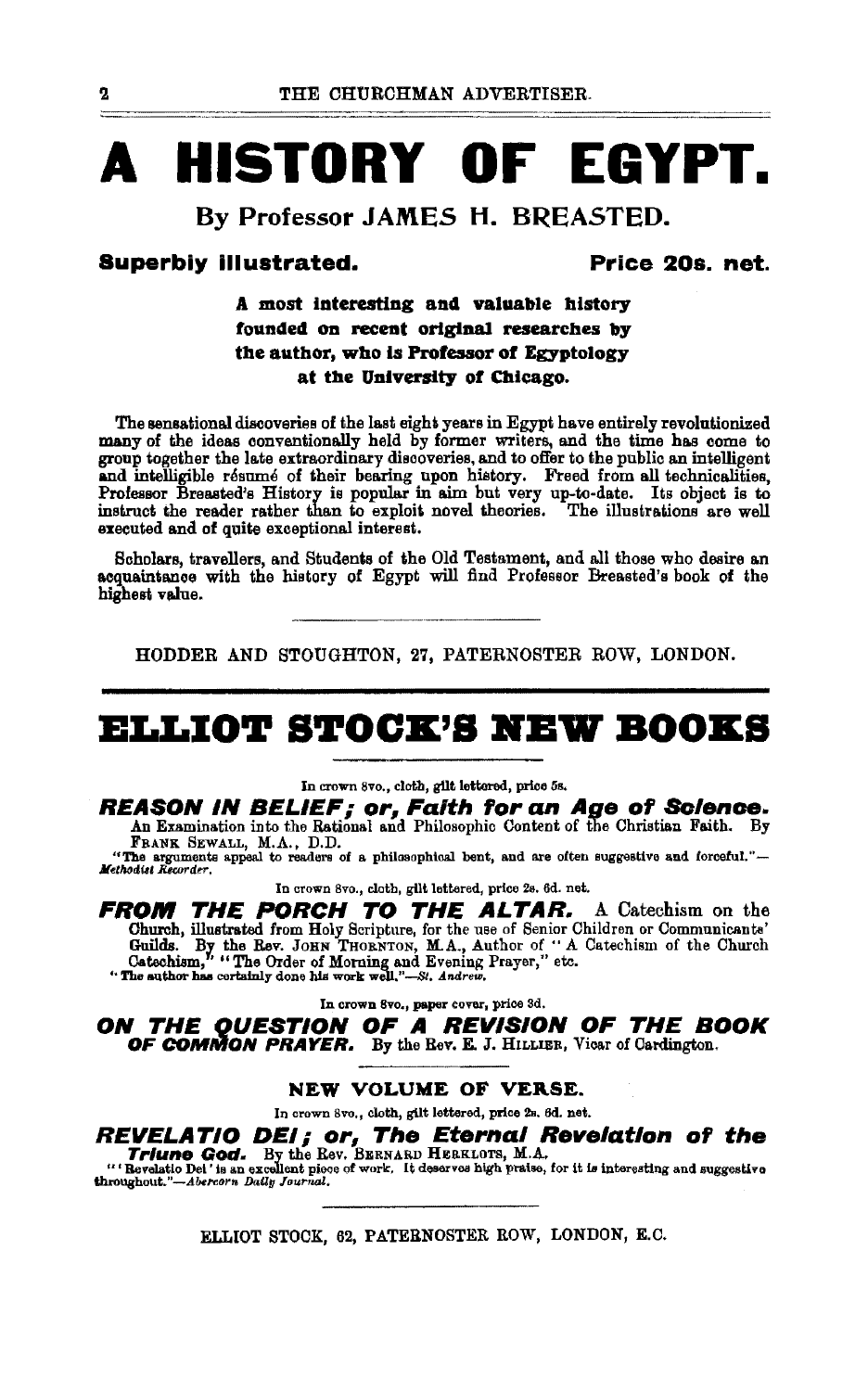# A HISTORY OF EGYPT.

## By Professor JAMES H. BREASTED.

**Superbly illustrated.** **Price 20s. net.**

**A most interesting and valuable history founded on recent original researches by the author, who is Professor of Egyptology at the University of Chicago.**

The sensational discoveries of the last eight years in Egypt have entirely revolutionized many of the ideas conventionally held by former writers, and the time has come to group together the late extraordinary discoveries, and to offer to the public an intelligent and intelligible résumé of their bearing upon history. Freed from all technicalities, Professor Breasted's History is popular in aim but very up-to-date. Its object is to instruct the reader rather than to exploit novel theories. The illustrations are well executed and of quite exceptional interest.

Scholars, travellers, and Students of the Old Testament, and all those who desire an acquaintance with the history of Egypt will find Professor Breasted's book of the highest value.

HODDER AND STOUGHTON, 27, PATERNOSTER ROW, LONDON.

---

# ELLIOT STOCK'S NEW BOOKS

In crown 8vo., cloth, gilt lettered, price 5s.

***REASON IN BELIEF; or, Faith for an Age of Science.*** An Examination into the Rational and Philosophic Content of the Christian Faith. By FRANK SEWALL, M.A., D.D.

"The arguments appeal to readers of a philosophical bent, and are often suggestive and forceful."—*Methodist Recorder.*

In crown 8vo., cloth, gilt lettered, price 2s. 6d. net.

***FROM THE PORCH TO THE ALTAR.*** A Catechism on the Church, illustrated from Holy Scripture, for the use of Senior Children or Communicants' Guilds. By the Rev. JOHN THORNTON, M.A., Author of "A Catechism of the Church Catechism," "The Order of Morning and Evening Prayer," etc.

"The author has certainly done his work well."—*St. Andrew.*

In crown 8vo., paper cover, price 3d.

***ON THE QUESTION OF A REVISION OF THE BOOK OF COMMON PRAYER.*** By the Rev. E. J. HILLIER, Vicar of Cardington.

### NEW VOLUME OF VERSE.

In crown 8vo., cloth, gilt lettered, price 2s. 6d. net.

***REVELATIO DEI; or, The Eternal Revelation of the Triune God.*** By the Rev. BERNARD HERKLOTS, M.A.

"'Revelatio Dei' is an excellent piece of work. It deserves high praise, for it is interesting and suggestive throughout."—*Abercorn Daily Journal.*

ELLIOT STOCK, 62, PATERNOSTER ROW, LONDON, E.C.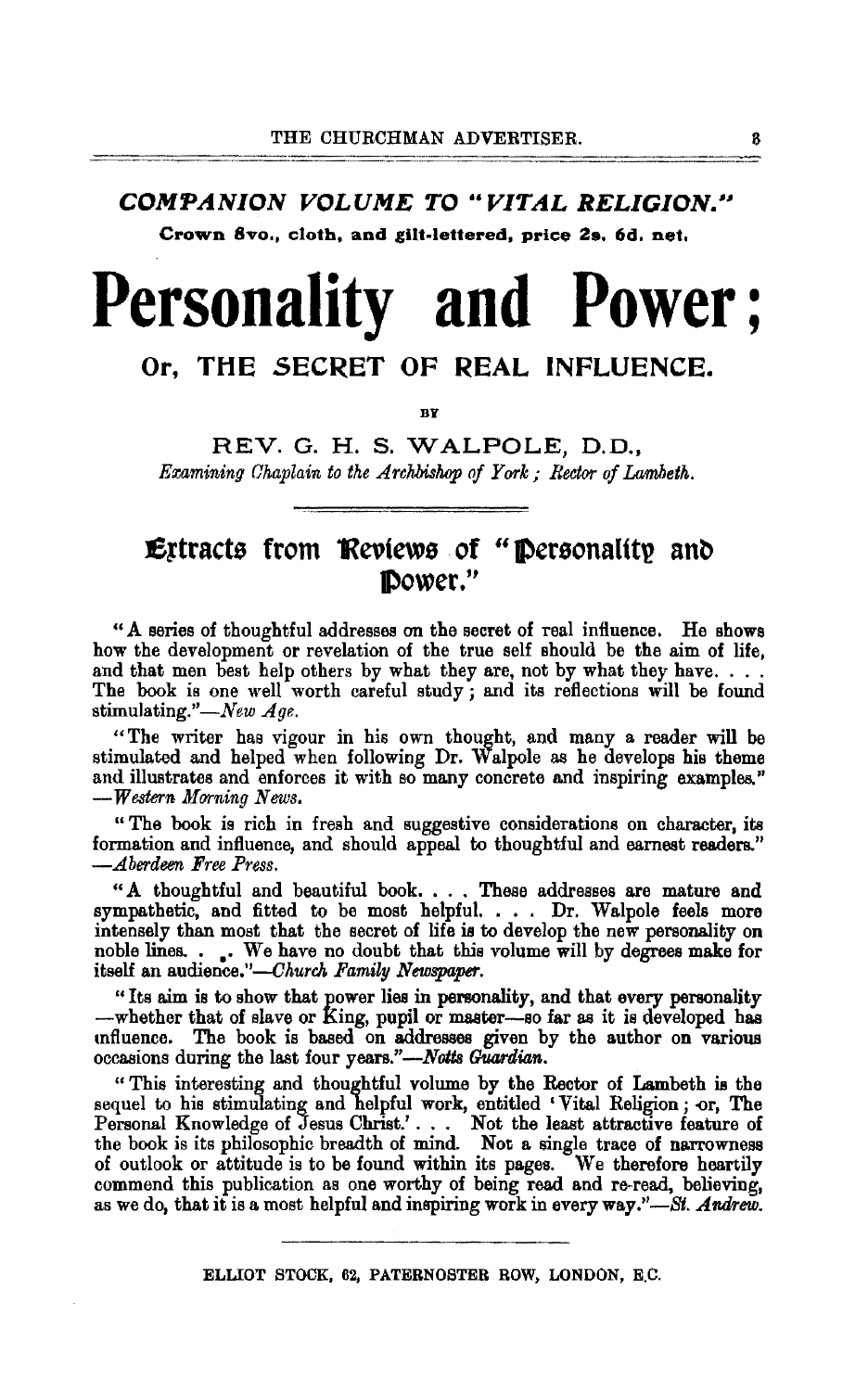## *COMPANION VOLUME TO "VITAL RELIGION."*

**Crown 8vo., cloth, and gilt-lettered, price 2s. 6d. net.**

# Personality and Power;

## Or, THE SECRET OF REAL INFLUENCE.

BY

REV. G. H. S. WALPOLE, D.D.,

*Examining Chaplain to the Archbishop of York; Rector of Lambeth.*

---

### Extracts from Reviews of "Personality and Power."

"A series of thoughtful addresses on the secret of real influence. He shows how the development or revelation of the true self should be the aim of life, and that men best help others by what they are, not by what they have. . . . The book is one well worth careful study; and its reflections will be found stimulating."—*New Age.*

"The writer has vigour in his own thought, and many a reader will be stimulated and helped when following Dr. Walpole as he develops his theme and illustrates and enforces it with so many concrete and inspiring examples." —*Western Morning News.*

"The book is rich in fresh and suggestive considerations on character, its formation and influence, and should appeal to thoughtful and earnest readers." —*Aberdeen Free Press.*

"A thoughtful and beautiful book. . . . These addresses are mature and sympathetic, and fitted to be most helpful. . . . Dr. Walpole feels more intensely than most that the secret of life is to develop the new personality on noble lines. . . We have no doubt that this volume will by degrees make for itself an audience."—*Church Family Newspaper.*

"Its aim is to show that power lies in personality, and that every personality —whether that of slave or King, pupil or master—so far as it is developed has influence. The book is based on addresses given by the author on various occasions during the last four years."—*Notts Guardian.*

"This interesting and thoughtful volume by the Rector of Lambeth is the sequel to his stimulating and helpful work, entitled 'Vital Religion; or, The Personal Knowledge of Jesus Christ.' . . . Not the least attractive feature of the book is its philosophic breadth of mind. Not a single trace of narrowness of outlook or attitude is to be found within its pages. We therefore heartily commend this publication as one worthy of being read and re-read, believing, as we do, that it is a most helpful and inspiring work in every way."—*St. Andrew.*

---

ELLIOT STOCK, 62, PATERNOSTER ROW, LONDON, E.C.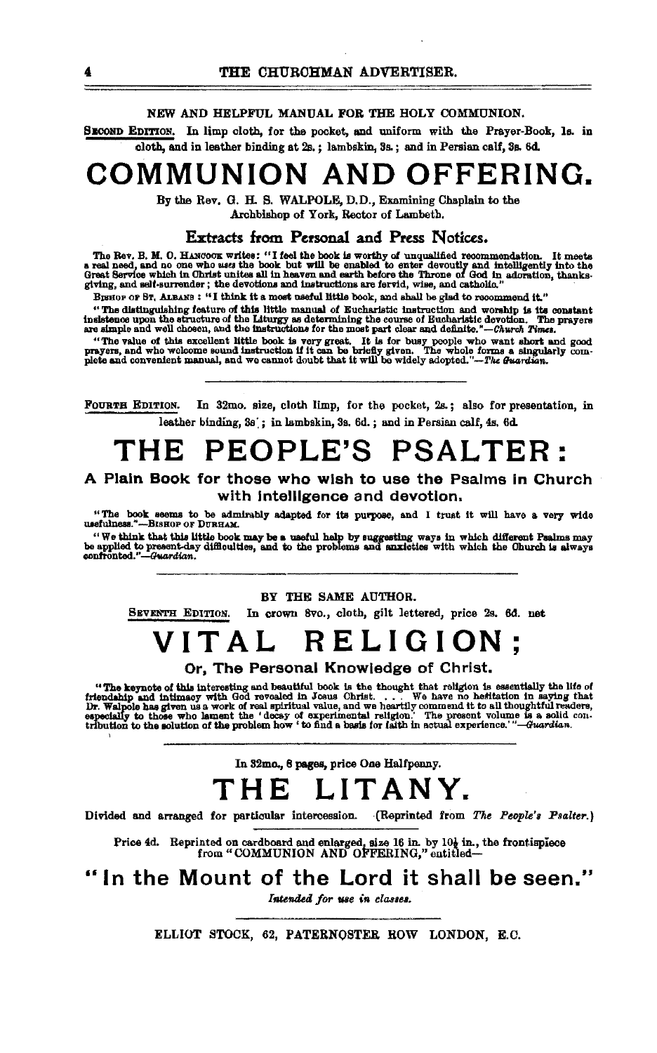NEW AND HELPFUL MANUAL FOR THE HOLY COMMUNION.

SECOND EDITION. In limp cloth, for the pocket, and uniform with the Prayer-Book, 1s. in cloth, and in leather binding at 2s.; lambskin, 3s.; and in Persian calf, 3s. 6d.

# COMMUNION AND OFFERING.

By the Rev. G. H. S. WALPOLE, D.D., Examining Chaplain to the Archbishop of York, Rector of Lambeth.

### Extracts from Personal and Press Notices.

The Rev. B. M. O. HANCOCK writes: "I feel the book is worthy of unqualified recommendation. It meets a real need, and no one who *uses* the book but will be enabled to enter devoutly and intelligently into the Great Service which in Christ unites all in heaven and earth before the Throne of God in adoration, thanksgiving, and self-surrender; the devotions and instructions are fervid, wise, and catholic."

BISHOP OF ST. ALBANS: "I think it a most useful little book, and shall be glad to recommend it."

"The distinguishing feature of this little manual of Eucharistic instruction and worship is its constant insistence upon the structure of the Liturgy as determining the course of Eucharistic devotion. The prayers are simple and well chosen, and the instructions for the most part clear and definite."—*Church Times.*

"The value of this excellent little book is very great. It is for busy people who want short and good prayers, and who welcome sound instruction if it can be briefly given. The whole forms a singularly complete and convenient manual, and we cannot doubt that it will be widely adopted."—*The Guardian.*

---

FOURTH EDITION. In 32mo. size, cloth limp, for the pocket, 2s.; also for presentation, in leather binding, 3s.; in lambskin, 3s. 6d.; and in Persian calf, 4s. 6d.

# THE PEOPLE'S PSALTER:

### A Plain Book for those who wish to use the Psalms in Church with intelligence and devotion.

"The book seems to be admirably adapted for its purpose, and I trust it will have a very wide usefulness."—BISHOP OF DURHAM.

"We think that this little book may be a useful help by suggesting ways in which different Psalms may be applied to present-day difficulties, and to the problems and anxieties with which the Church is always confronted."—*Guardian.*

---

BY THE SAME AUTHOR.

SEVENTH EDITION. In crown 8vo., cloth, gilt lettered, price 2s. 6d. net

# VITAL RELIGION;

### Or, The Personal Knowledge of Christ.

"The keynote of this interesting and beautiful book is the thought that religion is essentially the life of friendship and intimacy with God revealed in Jesus Christ. . . . We have no hesitation in saying that Dr. Walpole has given us a work of real spiritual value, and we heartily commend it to all thoughtful readers, especially to those who lament the 'decay of experimental religion.' The present volume is a solid contribution to the solution of the problem how 'to find a basis for faith in actual experience.'"—*Guardian.*

---

In 32mo., 8 pages, price One Halfpenny.

# THE LITANY.

Divided and arranged for particular intercession. (Reprinted from *The People's Psalter.*)

Price 4d. Reprinted on cardboard and enlarged, size 16 in. by 10½ in., the frontispiece from "COMMUNION AND OFFERING," entitled—

## "In the Mount of the Lord it shall be seen."

*Intended for use in classes.*

---

ELLIOT STOCK, 62, PATERNOSTER ROW LONDON, E.C.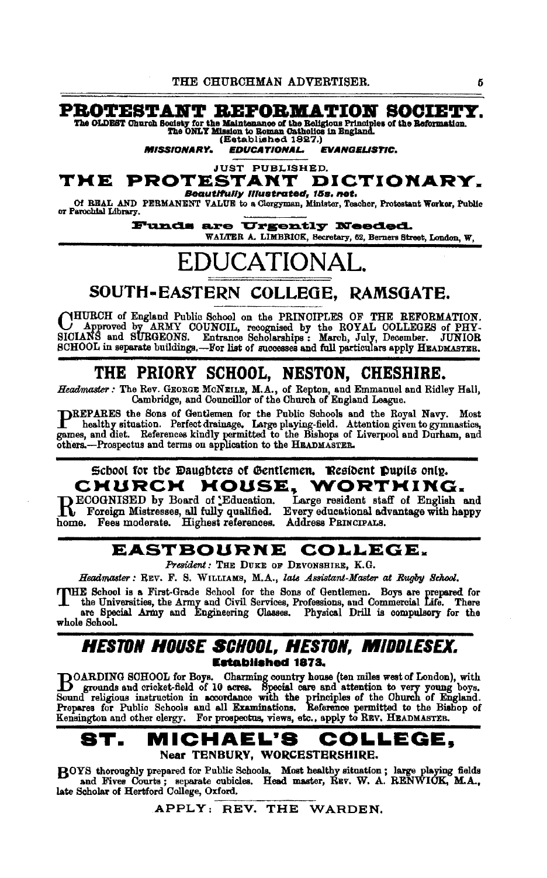# PROTESTANT REFORMATION SOCIETY.

The OLDEST Church Society for the Maintenance of the Religious Principles of the Reformation.
The ONLY Mission to Roman Catholics in England.
(Established 1827.)

*MISSIONARY. EDUCATIONAL. EVANGELISTIC.*

JUST PUBLISHED.

## THE PROTESTANT DICTIONARY.

***Beautifully Illustrated, 15s. net.***

Of REAL AND PERMANENT VALUE to a Clergyman, Minister, Teacher, Protestant Worker, Public or Parochial Library.

**Funds are Urgently Needed.**

WALTER A. LIMBRICK, Secretary, 62, Berners Street, London, W.

# EDUCATIONAL.

## SOUTH-EASTERN COLLEGE, RAMSGATE.

CHURCH of England Public School on the PRINCIPLES OF THE REFORMATION. Approved by ARMY COUNCIL, recognised by the ROYAL COLLEGES of PHYSICIANS and SURGEONS. Entrance Scholarships: March, July, December. JUNIOR SCHOOL in separate buildings.—For list of successes and full particulars apply HEADMASTER.

## THE PRIORY SCHOOL, NESTON, CHESHIRE.

*Headmaster:* The Rev. GEORGE MCNEILE, M.A., of Repton, and Emmanuel and Ridley Hall, Cambridge, and Councillor of the Church of England League.

PREPARES the Sons of Gentlemen for the Public Schools and the Royal Navy. Most healthy situation. Perfect drainage. Large playing-field. Attention given to gymnastics, games, and diet. References kindly permitted to the Bishops of Liverpool and Durham, and others.—Prospectus and terms on application to the HEADMASTER.

School for the Daughters of Gentlemen. Resident Pupils only.

## CHURCH HOUSE, WORTHING.

RECOGNISED by Board of Education. Large resident staff of English and Foreign Mistresses, all fully qualified. Every educational advantage with happy home. Fees moderate. Highest references. Address PRINCIPALS.

## EASTBOURNE COLLEGE.

*President:* THE DUKE OF DEVONSHIRE, K.G.

*Headmaster:* REV. F. S. WILLIAMS, M.A., *late Assistant-Master at Rugby School.*

THE School is a First-Grade School for the Sons of Gentlemen. Boys are prepared for the Universities, the Army and Civil Services, Professions, and Commercial Life. There are Special Army and Engineering Classes. Physical Drill is compulsory for the whole School.

## *HESTON HOUSE SCHOOL, HESTON, MIDDLESEX.*

**Established 1873.**

BOARDING SCHOOL for Boys. Charming country house (ten miles west of London), with grounds and cricket-field of 10 acres. Special care and attention to very young boys. Sound religious instruction in accordance with the principles of the Church of England. Prepares for Public Schools and all Examinations. Reference permitted to the Bishop of Kensington and other clergy. For prospectus, views, etc., apply to REV. HEADMASTER.

## ST. MICHAEL'S COLLEGE,

Near TENBURY, WORCESTERSHIRE.

BOYS thoroughly prepared for Public Schools. Most healthy situation; large playing fields and Fives Courts; separate cubicles. Head master, REV. W. A. RENWICK, M.A., late Scholar of Hertford College, Oxford.

APPLY: REV. THE WARDEN.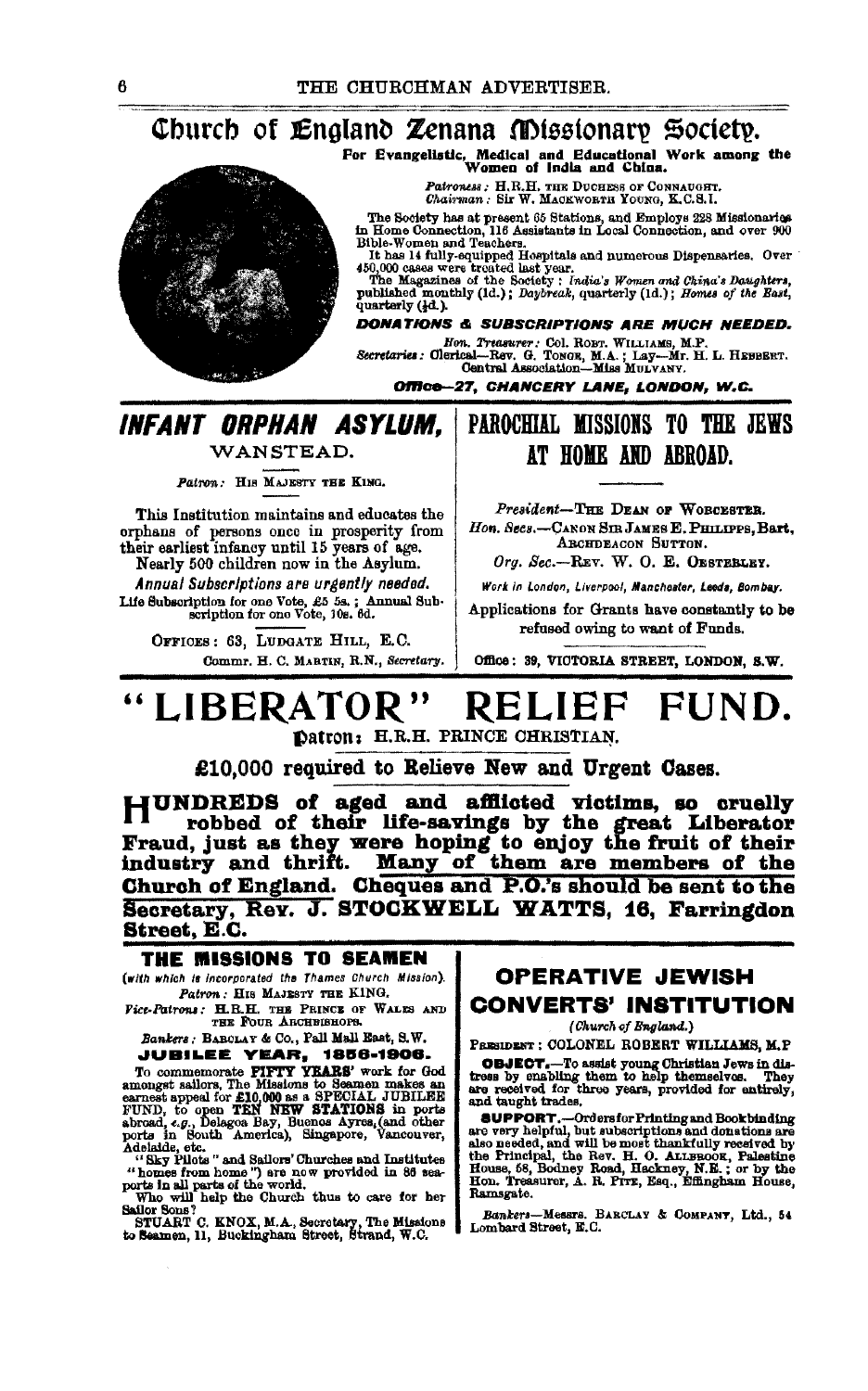# Church of England Zenana Missionary Society.

**For Evangelistic, Medical and Educational Work among the Women of India and China.**

*Patroness:* H.R.H. THE DUCHESS OF CONNAUGHT.
*Chairman:* Sir W. MACKWORTH YOUNG, K.C.S.I.

The Society has at present 65 Stations, and Employs 228 Missionaries in Home Connection, 116 Assistants in Local Connection, and over 900 Bible-Women and Teachers.

It has 14 fully-equipped Hospitals and numerous Dispensaries. Over 450,000 cases were treated last year.

The Magazines of the Society: *India's Women and China's Daughters*, published monthly (1d.); *Daybreak*, quarterly (1d.); *Homes of the East*, quarterly (½d.).

***DONATIONS & SUBSCRIPTIONS ARE MUCH NEEDED.***

*Hon. Treasurer:* Col. ROBT. WILLIAMS, M.P.
*Secretaries:* Clerical—Rev. G. TONGE, M.A.; Lay—Mr. H. L. HEBBERT.
Central Association—Miss MULVANY.

***Office—27, CHANCERY LANE, LONDON, W.C.***

---

## *INFANT ORPHAN ASYLUM,*

WANSTEAD.

*Patron:* HIS MAJESTY THE KING.

This Institution maintains and educates the orphans of persons once in prosperity from their earliest infancy until 15 years of age.

Nearly 500 children now in the Asylum.

*Annual Subscriptions are urgently needed.*

Life Subscription for one Vote, £5 5s.; Annual Subscription for one Vote, 10s. 6d.

OFFICES: 63, LUDGATE HILL, E.C.

Commr. H. C. MARTIN, R.N., *Secretary.*

---

## PAROCHIAL MISSIONS TO THE JEWS AT HOME AND ABROAD.

*President*—THE DEAN OF WORCESTER.

*Hon. Secs.*—CANON SIR JAMES E. PHILIPPS, Bart, ARCHDEACON SUTTON.

*Org. Sec.*—REV. W. O. E. OESTERLEY.

*Work in London, Liverpool, Manchester, Leeds, Bombay.*

Applications for Grants have constantly to be refused owing to want of Funds.

Office: 39, VICTORIA STREET, LONDON, S.W.

---

# "LIBERATOR" RELIEF FUND.

**Patron: H.R.H. PRINCE CHRISTIAN.**

**£10,000 required to Relieve New and Urgent Cases.**

**HUNDREDS of aged and afflicted victims, so cruelly robbed of their life-savings by the great Liberator Fraud, just as they were hoping to enjoy the fruit of their industry and thrift. Many of them are members of the Church of England. Cheques and P.O.'s should be sent to the Secretary, Rev. J. STOCKWELL WATTS, 16, Farringdon Street, E.C.**

---

## THE MISSIONS TO SEAMEN

(*with which is incorporated the Thames Church Mission*).

*Patron:* HIS MAJESTY THE KING.

*Vice-Patrons:* H.R.H. THE PRINCE OF WALES AND THE FOUR ARCHBISHOPS.

*Bankers:* BARCLAY & Co., Pall Mall East, S.W.

**JUBILEE YEAR, 1856-1906.**

To commemorate **FIFTY YEARS'** work for God amongst sailors, The Missions to Seamen makes an earnest appeal for **£10,000** as a **SPECIAL JUBILEE FUND**, to open **TEN NEW STATIONS** in ports abroad, *e.g.*, Delagoa Bay, Buenos Ayres, (and other ports in South America), Singapore, Vancouver, Adelaide, etc.

"Sky Pilots" and Sailors' Churches and Institutes "homes from home") are now provided in 86 seaports in all parts of the world.

Who will help the Church thus to care for her Sailor Sons?

STUART C. KNOX, M.A., Secretary, The Missions to Seamen, 11, Buckingham Street, Strand, W.C.

---

## OPERATIVE JEWISH CONVERTS' INSTITUTION

(*Church of England.*)

PRESIDENT: COLONEL ROBERT WILLIAMS, M.P.

**OBJECT.**—To assist young Christian Jews in distress by enabling them to help themselves. They are received for three years, provided for entirely, and taught trades.

**SUPPORT.**—Orders for Printing and Bookbinding are very helpful, but subscriptions and donations are also needed, and will be most thankfully received by the Principal, the Rev. H. O. ALLBROOK, Palestine House, 58, Bodney Road, Hackney, N.E.; or by the Hon. Treasurer, A. R. PITE, Esq., Effingham House, Ramsgate.

*Bankers*—Messrs. BARCLAY & COMPANY, Ltd., 54 Lombard Street, E.C.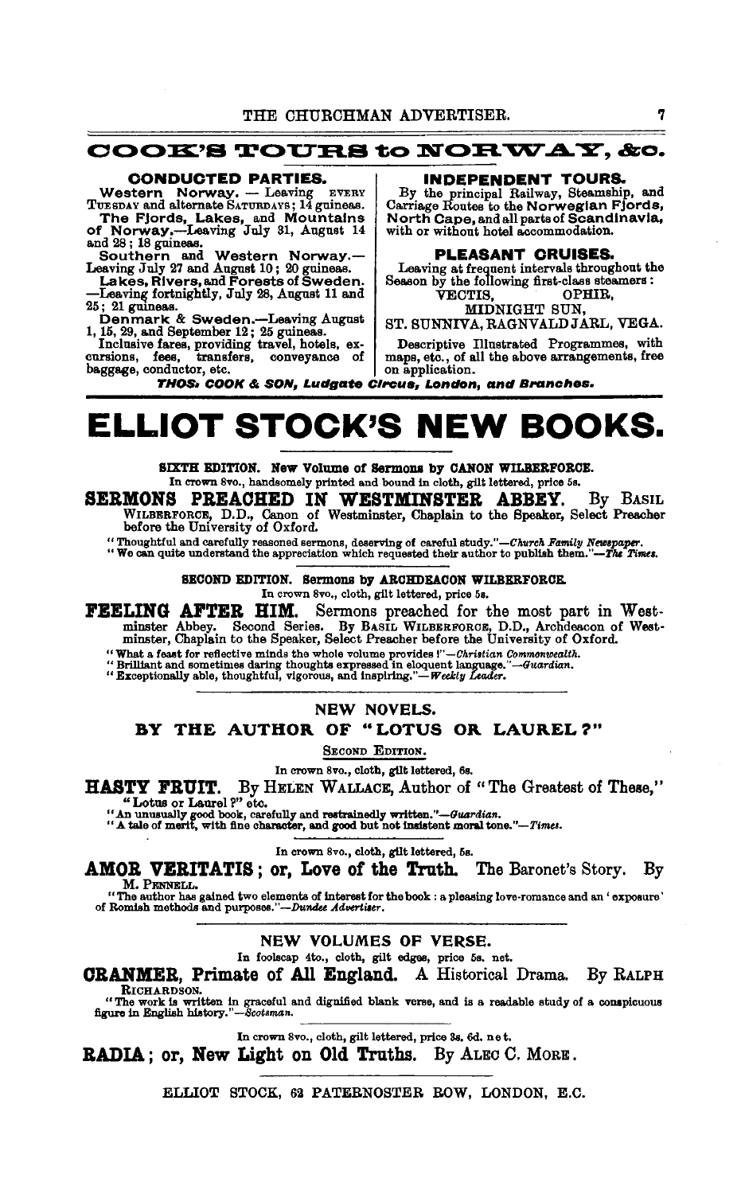## COOK'S TOURS to NORWAY, &c.

### CONDUCTED PARTIES.

**Western Norway.** — Leaving EVERY TUESDAY and alternate SATURDAYS; 14 guineas.

**The Fjords, Lakes, and Mountains of Norway.**—Leaving July 31, August 14 and 28; 18 guineas.

**Southern and Western Norway.**—Leaving July 27 and August 10; 20 guineas.

**Lakes, Rivers, and Forests of Sweden.**—Leaving fortnightly, July 28, August 11 and 25; 21 guineas.

**Denmark & Sweden.**—Leaving August 1, 15, 29, and September 12; 25 guineas.

Inclusive fares, providing travel, hotels, excursions, fees, transfers, conveyance of baggage, conductor, etc.

### INDEPENDENT TOURS.

By the principal Railway, Steamship, and Carriage Routes to the **Norwegian Fjords, North Cape,** and all parts of **Scandinavia,** with or without hotel accommodation.

### PLEASANT CRUISES.

Leaving at frequent intervals throughout the Season by the following first-class steamers:

VECTIS, OPHIR, MIDNIGHT SUN, ST. SUNNIVA, RAGNVALD JARL, VEGA.

Descriptive Illustrated Programmes, with maps, etc., of all the above arrangements, free on application.

***THOS. COOK & SON, Ludgate Circus, London, and Branches.***

---

# ELLIOT STOCK'S NEW BOOKS.

**SIXTH EDITION. New Volume of Sermons by CANON WILBERFORCE.**

In crown 8vo., handsomely printed and bound in cloth, gilt lettered, price 5s.

**SERMONS PREACHED IN WESTMINSTER ABBEY.** By BASIL WILBERFORCE, D.D., Canon of Westminster, Chaplain to the Speaker, Select Preacher before the University of Oxford.

"Thoughtful and carefully reasoned sermons, deserving of careful study."—*Church Family Newspaper.*
"We can quite understand the appreciation which requested their author to publish them."—*The Times.*

**SECOND EDITION. Sermons by ARCHDEACON WILBERFORCE.**

In crown 8vo., cloth, gilt lettered, price 5s.

**FEELING AFTER HIM.** Sermons preached for the most part in Westminster Abbey. Second Series. By BASIL WILBERFORCE, D.D., Archdeacon of Westminster, Chaplain to the Speaker, Select Preacher before the University of Oxford.

"What a feast for reflective minds the whole volume provides!"—*Christian Commonwealth.*
"Brilliant and sometimes daring thoughts expressed in eloquent language."—*Guardian.*
"Exceptionally able, thoughtful, vigorous, and inspiring."—*Weekly Leader.*

---

## NEW NOVELS.

### BY THE AUTHOR OF "LOTUS OR LAUREL?"

SECOND EDITION.

In crown 8vo., cloth, gilt lettered, 6s.

**HASTY FRUIT.** By HELEN WALLACE, Author of "The Greatest of These," "Lotus or Laurel?" etc.

"An unusually good book, carefully and restrainedly written."—*Guardian.*
"A tale of merit, with fine character, and good but not insistent moral tone."—*Times.*

In crown 8vo., cloth, gilt lettered, 6s.

**AMOR VERITATIS; or, Love of the Truth.** The Baronet's Story. By M. PENNELL.

"The author has gained two elements of interest for the book: a pleasing love-romance and an 'exposure' of Romish methods and purposes."—*Dundee Advertiser.*

---

## NEW VOLUMES OF VERSE.

In foolscap 4to., cloth, gilt edges, price 5s. net.

**CRANMER, Primate of All England.** A Historical Drama. By RALPH RICHARDSON.

"The work is written in graceful and dignified blank verse, and is a readable study of a conspicuous figure in English history."—*Scotsman.*

In crown 8vo., cloth, gilt lettered, price 3s. 6d. net.

**RADIA; or, New Light on Old Truths.** By ALEC C. MORE.

ELLIOT STOCK, 62 PATERNOSTER ROW, LONDON, E.C.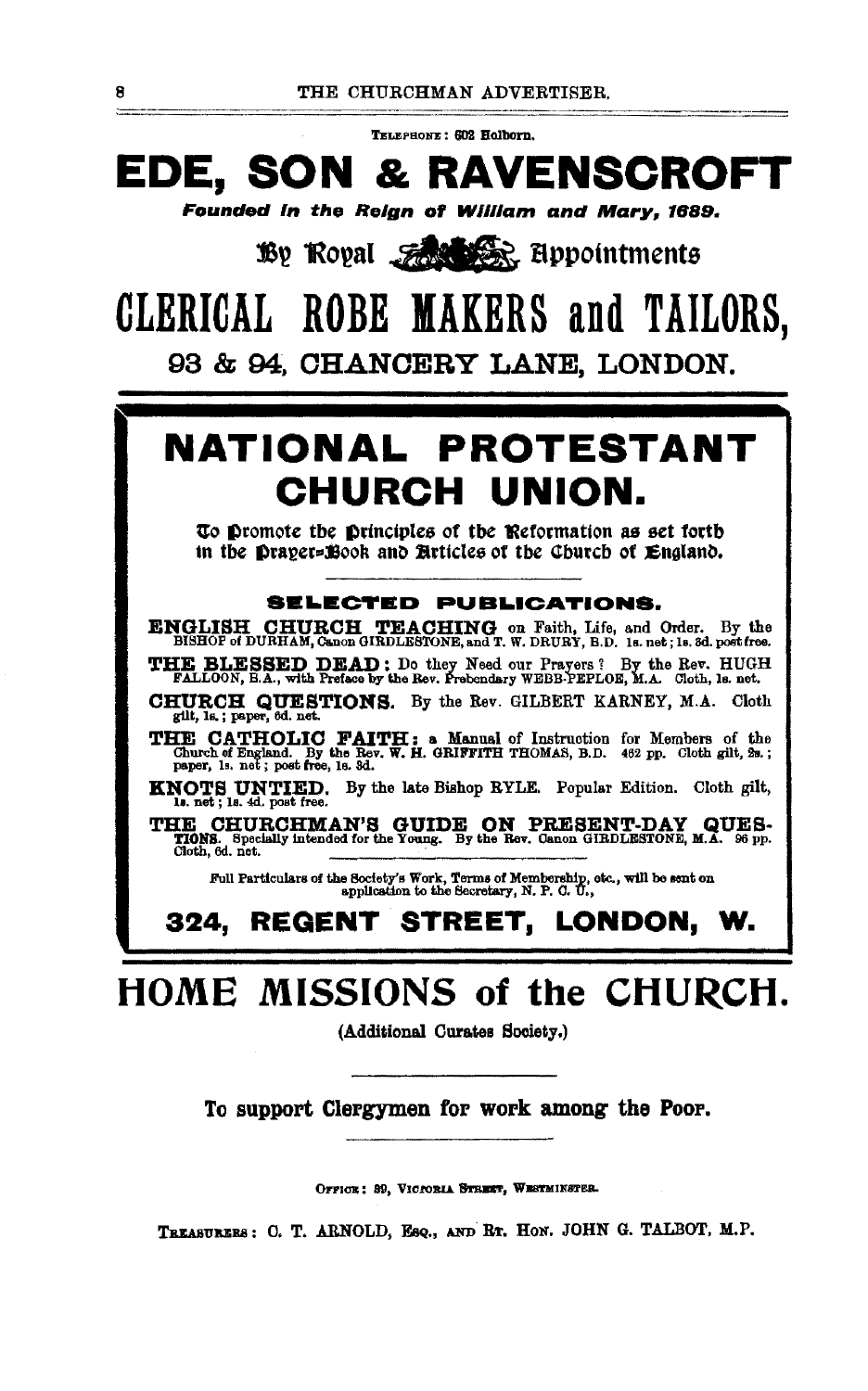TELEPHONE: 602 Holborn.

# EDE, SON & RAVENSCROFT

***Founded in the Reign of William and Mary, 1689.***

By Royal Appointments

# CLERICAL ROBE MAKERS and TAILORS,

## 93 & 94, CHANCERY LANE, LONDON.

# NATIONAL PROTESTANT CHURCH UNION.

To Promote the Principles of the Reformation as set forth in the Prayer-Book and Articles of the Church of England.

### SELECTED PUBLICATIONS.

**ENGLISH CHURCH TEACHING** on Faith, Life, and Order. By the BISHOP of DURHAM, Canon GIRDLESTONE, and T. W. DRURY, B.D. 1s. net; 1s. 3d. post free.

**THE BLESSED DEAD:** Do they Need our Prayers? By the Rev. HUGH FALLOON, B.A., with Preface by the Rev. Prebendary WEBB-PEPLOE, M.A. Cloth, 1s. net.

**CHURCH QUESTIONS.** By the Rev. GILBERT KARNEY, M.A. Cloth gilt, 1s.; paper, 6d. net.

**THE CATHOLIC FAITH:** a Manual of Instruction for Members of the Church of England. By the Rev. W. H. GRIFFITH THOMAS, B.D. 462 pp. Cloth gilt, 2s.; paper, 1s. net; post free, 1s. 3d.

**KNOTS UNTIED.** By the late Bishop RYLE. Popular Edition. Cloth gilt, 1s. net; 1s. 4d. post free.

**THE CHURCHMAN'S GUIDE ON PRESENT-DAY QUESTIONS.** Specially intended for the Young. By the Rev. Canon GIRDLESTONE, M.A. 96 pp. Cloth, 6d. net.

Full Particulars of the Society's Work, Terms of Membership, etc., will be sent on application to the Secretary, N. P. C. U.,

## 324, REGENT STREET, LONDON, W.

# HOME MISSIONS of the CHURCH.

(Additional Curates Society.)

**To support Clergymen for work among the Poor.**

OFFICE: 39, VICTORIA STREET, WESTMINSTER.

TREASURERS: C. T. ARNOLD, ESQ., AND RT. HON. JOHN G. TALBOT, M.P.